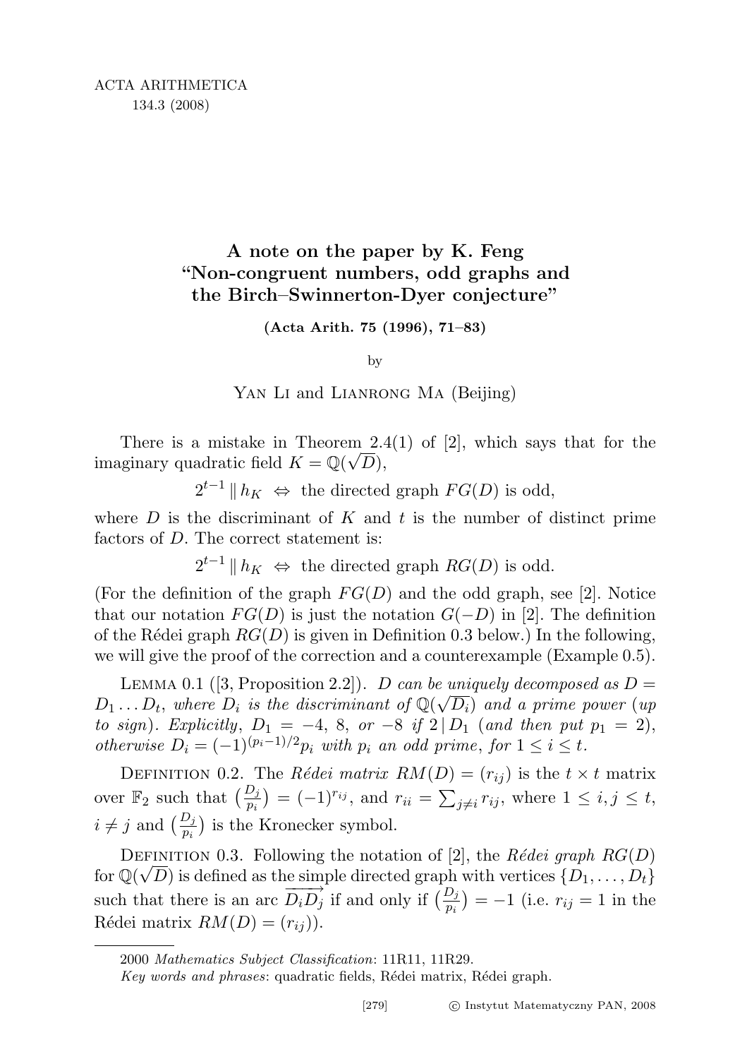# A note on the paper by K. Feng "Non-congruent numbers, odd graphs and the Birch–Swinnerton-Dyer conjecture"

**(Acta Arith. 75 (1996), 71–83)**

by

Yan Li and Lianrong Ma (Beijing)

There is a mistake in Theorem 2.4(1) of [2], which says that for the imaginary quadratic field $K = \mathbb{Q}(\sqrt{D})$,

$$2^{t-1} \parallel h_K \ \Leftrightarrow \ \text{the directed graph } FG(D) \text{ is odd},$$

where $D$ is the discriminant of $K$ and $t$ is the number of distinct prime factors of $D$. The correct statement is:

$$2^{t-1} \parallel h_K \ \Leftrightarrow \ \text{the directed graph } RG(D) \text{ is odd}.$$

(For the definition of the graph $FG(D)$ and the odd graph, see [2]. Notice that our notation $FG(D)$ is just the notation $G(-D)$ in [2]. The definition of the Rédei graph $RG(D)$ is given in Definition 0.3 below.) In the following, we will give the proof of the correction and a counterexample (Example 0.5).

Lemma 0.1 ([3, Proposition 2.2]). *$D$ can be uniquely decomposed as $D = D_1 \ldots D_t$, where $D_i$ is the discriminant of $\mathbb{Q}(\sqrt{D_i})$ and a prime power (up to sign). Explicitly, $D_1 = -4$, $8$, or $-8$ if $2 \mid D_1$ (and then put $p_1 = 2$), otherwise $D_i = (-1)^{(p_i-1)/2} p_i$ with $p_i$ an odd prime, for $1 \le i \le t$.*

Definition 0.2. The *Rédei matrix* $RM(D) = (r_{ij})$ is the $t \times t$ matrix over $\mathbb{F}_2$ such that $\left(\frac{D_j}{p_i}\right) = (-1)^{r_{ij}}$, and $r_{ii} = \sum_{j \ne i} r_{ij}$, where $1 \le i, j \le t$, $i \ne j$ and $\left(\frac{D_j}{p_i}\right)$ is the Kronecker symbol.

Definition 0.3. Following the notation of [2], the *Rédei graph* $RG(D)$ for $\mathbb{Q}(\sqrt{D})$ is defined as the simple directed graph with vertices $\{D_1, \ldots, D_t\}$ such that there is an arc $\overrightarrow{D_i D_j}$ if and only if $\left(\frac{D_j}{p_i}\right) = -1$ (i.e. $r_{ij} = 1$ in the Rédei matrix $RM(D) = (r_{ij})$).

2000 *Mathematics Subject Classification*: 11R11, 11R29.

*Key words and phrases*: quadratic fields, Rédei matrix, Rédei graph.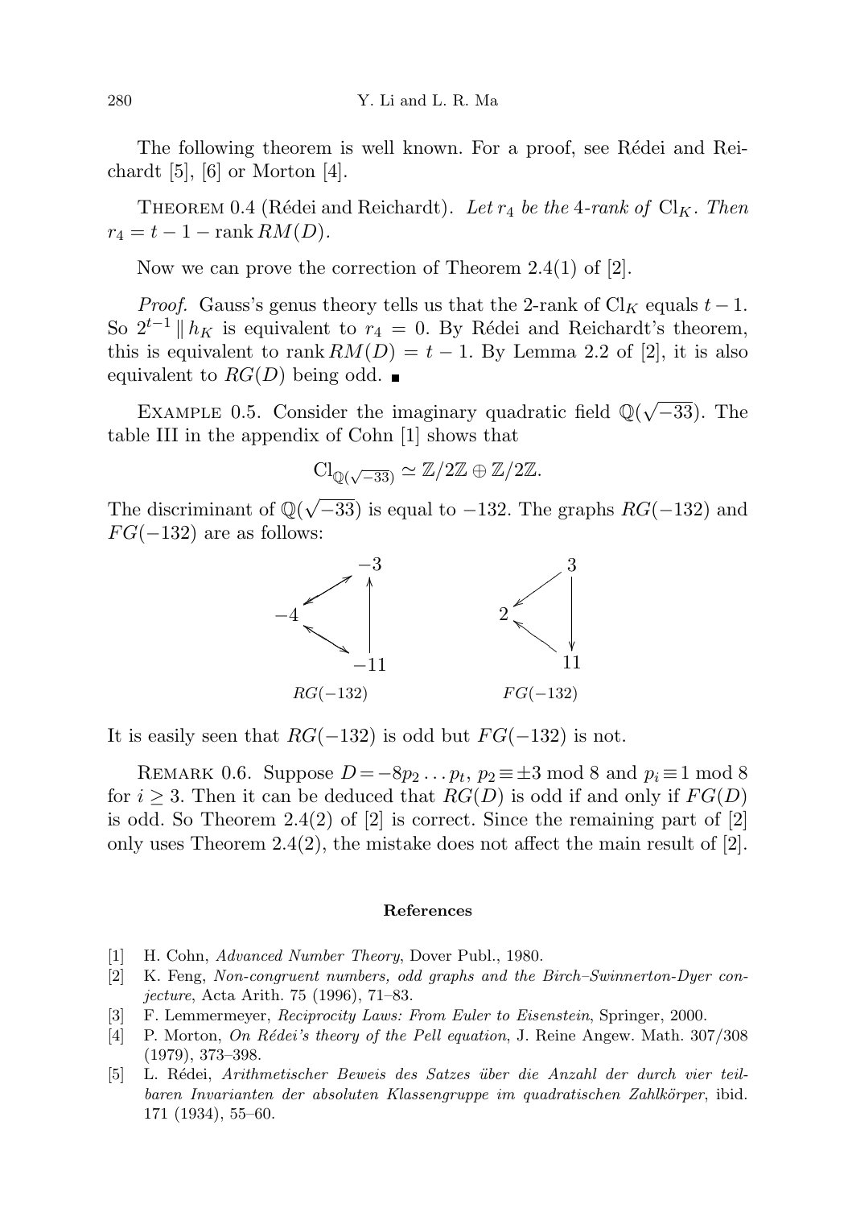The following theorem is well known. For a proof, see Rédei and Reichardt [5], [6] or Morton [4].

THEOREM 0.4 (Rédei and Reichardt). *Let $r_4$ be the 4-rank of $\mathrm{Cl}_K$. Then $r_4 = t - 1 - \operatorname{rank} RM(D)$.*

Now we can prove the correction of Theorem 2.4(1) of [2].

*Proof.* Gauss's genus theory tells us that the 2-rank of $\mathrm{Cl}_K$ equals $t-1$. So $2^{t-1} \parallel h_K$ is equivalent to $r_4 = 0$. By Rédei and Reichardt's theorem, this is equivalent to $\operatorname{rank} RM(D) = t - 1$. By Lemma 2.2 of [2], it is also equivalent to $RG(D)$ being odd. ■

EXAMPLE 0.5. Consider the imaginary quadratic field $\mathbb{Q}(\sqrt{-33})$. The table III in the appendix of Cohn [1] shows that

$$\mathrm{Cl}_{\mathbb{Q}(\sqrt{-33})} \simeq \mathbb{Z}/2\mathbb{Z} \oplus \mathbb{Z}/2\mathbb{Z}.$$

The discriminant of $\mathbb{Q}(\sqrt{-33})$ is equal to $-132$. The graphs $RG(-132)$ and $FG(-132)$ are as follows:

$RG(-132)$ $\qquad$ $FG(-132)$

It is easily seen that $RG(-132)$ is odd but $FG(-132)$ is not.

REMARK 0.6. Suppose $D = -8p_2 \ldots p_t$, $p_2 \equiv \pm 3 \bmod 8$ and $p_i \equiv 1 \bmod 8$ for $i \geq 3$. Then it can be deduced that $RG(D)$ is odd if and only if $FG(D)$ is odd. So Theorem 2.4(2) of [2] is correct. Since the remaining part of [2] only uses Theorem 2.4(2), the mistake does not affect the main result of [2].

## References

[1] H. Cohn, *Advanced Number Theory*, Dover Publ., 1980.

[2] K. Feng, *Non-congruent numbers, odd graphs and the Birch–Swinnerton-Dyer conjecture*, Acta Arith. 75 (1996), 71–83.

[3] F. Lemmermeyer, *Reciprocity Laws: From Euler to Eisenstein*, Springer, 2000.

[4] P. Morton, *On Rédei's theory of the Pell equation*, J. Reine Angew. Math. 307/308 (1979), 373–398.

[5] L. Rédei, *Arithmetischer Beweis des Satzes über die Anzahl der durch vier teilbaren Invarianten der absoluten Klassengruppe im quadratischen Zahlkörper*, ibid. 171 (1934), 55–60.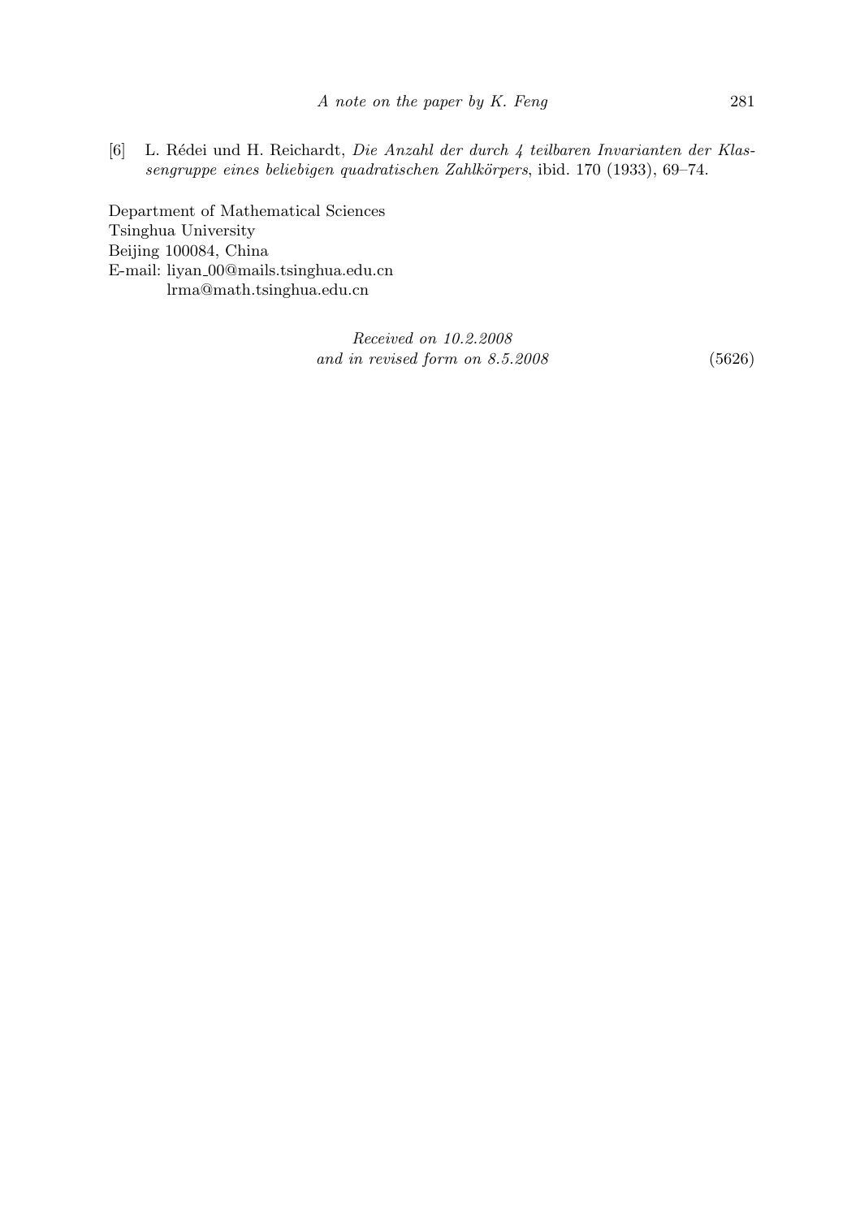[6] L. Rédei und H. Reichardt, *Die Anzahl der durch 4 teilbaren Invarianten der Klassengruppe eines beliebigen quadratischen Zahlkörpers*, ibid. 170 (1933), 69–74.

Department of Mathematical Sciences
Tsinghua University
Beijing 100084, China
E-mail: liyan_00@mails.tsinghua.edu.cn
lrma@math.tsinghua.edu.cn

*Received on 10.2.2008*
*and in revised form on 8.5.2008* (5626)